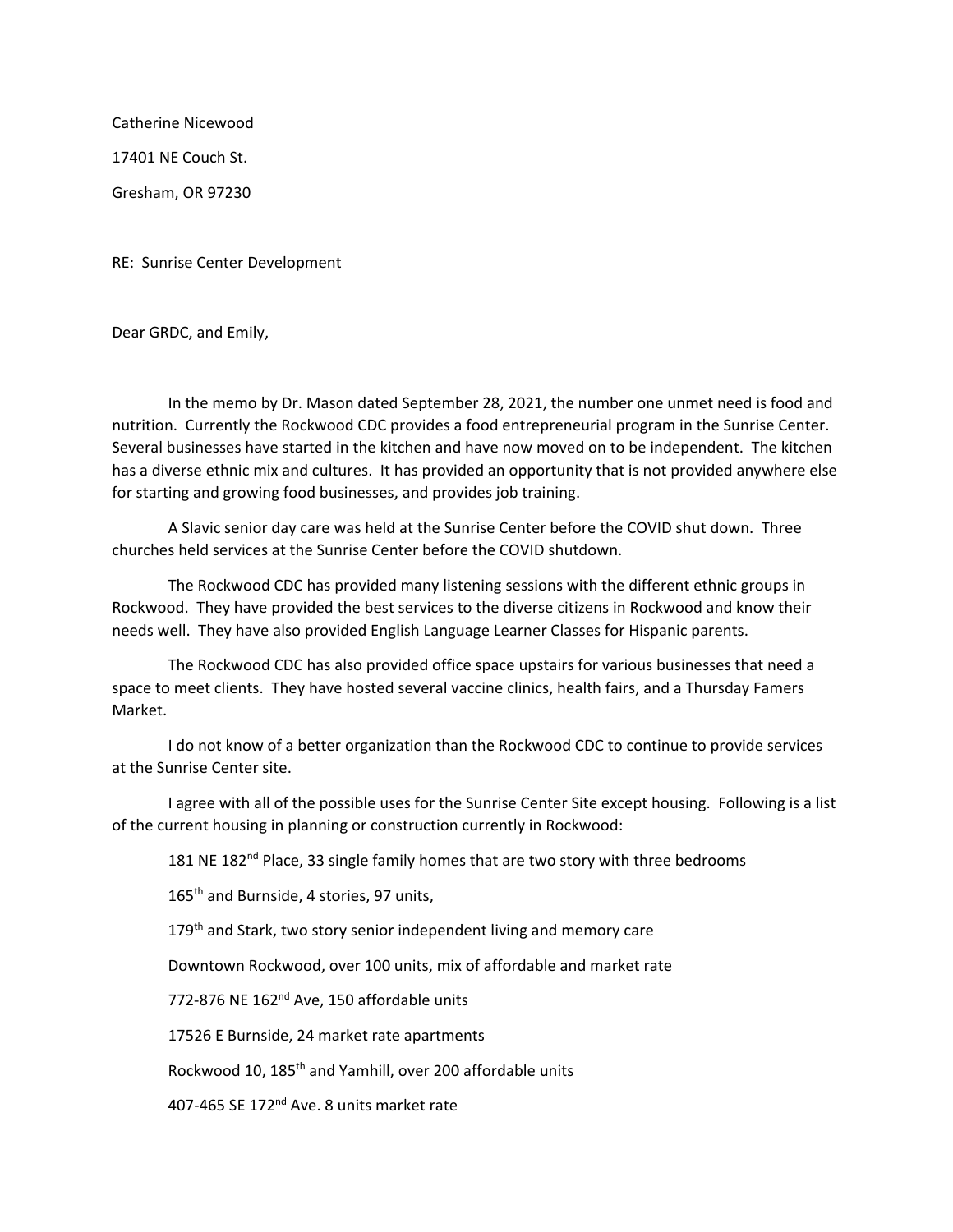Catherine Nicewood

17401 NE Couch St.

Gresham, OR 97230

RE: Sunrise Center Development

Dear GRDC, and Emily,

In the memo by Dr. Mason dated September 28, 2021, the number one unmet need is food and nutrition. Currently the Rockwood CDC provides a food entrepreneurial program in the Sunrise Center. Several businesses have started in the kitchen and have now moved on to be independent. The kitchen has a diverse ethnic mix and cultures. It has provided an opportunity that is not provided anywhere else for starting and growing food businesses, and provides job training.

A Slavic senior day care was held at the Sunrise Center before the COVID shut down. Three churches held services at the Sunrise Center before the COVID shutdown.

The Rockwood CDC has provided many listening sessions with the different ethnic groups in Rockwood. They have provided the best services to the diverse citizens in Rockwood and know their needs well. They have also provided English Language Learner Classes for Hispanic parents.

The Rockwood CDC has also provided office space upstairs for various businesses that need a space to meet clients. They have hosted several vaccine clinics, health fairs, and a Thursday Famers Market.

I do not know of a better organization than the Rockwood CDC to continue to provide services at the Sunrise Center site.

I agree with all of the possible uses for the Sunrise Center Site except housing. Following is a list of the current housing in planning or construction currently in Rockwood:

181 NE 182nd Place, 33 single family homes that are two story with three bedrooms

165th and Burnside, 4 stories, 97 units,

179th and Stark, two story senior independent living and memory care

Downtown Rockwood, over 100 units, mix of affordable and market rate

772-876 NE 162nd Ave, 150 affordable units

17526 E Burnside, 24 market rate apartments

Rockwood 10, 185th and Yamhill, over 200 affordable units

407-465 SE 172nd Ave. 8 units market rate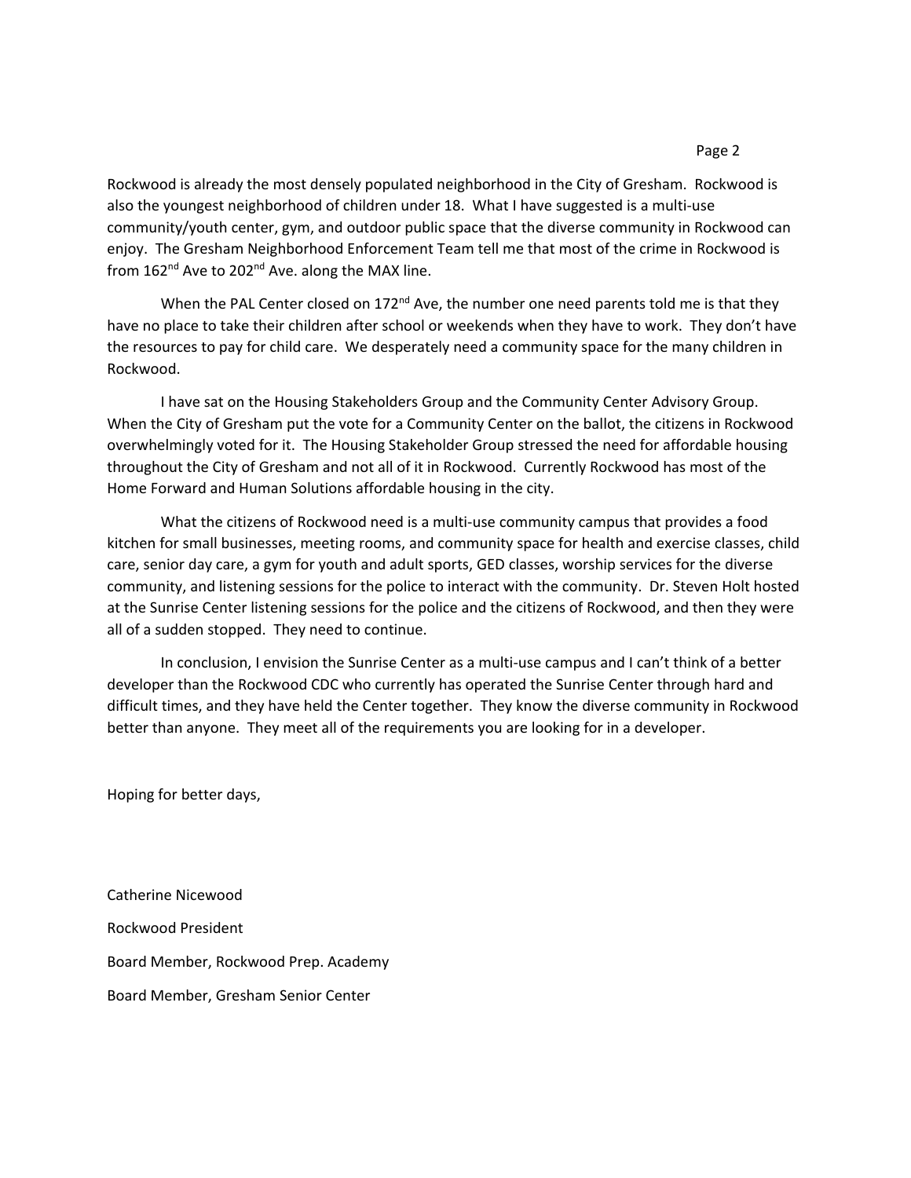Rockwood is already the most densely populated neighborhood in the City of Gresham. Rockwood is also the youngest neighborhood of children under 18. What I have suggested is a multi-use community/youth center, gym, and outdoor public space that the diverse community in Rockwood can enjoy. The Gresham Neighborhood Enforcement Team tell me that most of the crime in Rockwood is from 162nd Ave to 202nd Ave. along the MAX line.

When the PAL Center closed on 172nd Ave, the number one need parents told me is that they have no place to take their children after school or weekends when they have to work. They don't have the resources to pay for child care. We desperately need a community space for the many children in Rockwood.

I have sat on the Housing Stakeholders Group and the Community Center Advisory Group. When the City of Gresham put the vote for a Community Center on the ballot, the citizens in Rockwood overwhelmingly voted for it. The Housing Stakeholder Group stressed the need for affordable housing throughout the City of Gresham and not all of it in Rockwood. Currently Rockwood has most of the Home Forward and Human Solutions affordable housing in the city.

What the citizens of Rockwood need is a multi-use community campus that provides a food kitchen for small businesses, meeting rooms, and community space for health and exercise classes, child care, senior day care, a gym for youth and adult sports, GED classes, worship services for the diverse community, and listening sessions for the police to interact with the community. Dr. Steven Holt hosted at the Sunrise Center listening sessions for the police and the citizens of Rockwood, and then they were all of a sudden stopped. They need to continue.

In conclusion, I envision the Sunrise Center as a multi-use campus and I can't think of a better developer than the Rockwood CDC who currently has operated the Sunrise Center through hard and difficult times, and they have held the Center together. They know the diverse community in Rockwood better than anyone. They meet all of the requirements you are looking for in a developer.

Hoping for better days,

Catherine Nicewood

Rockwood President

Board Member, Rockwood Prep. Academy

Board Member, Gresham Senior Center